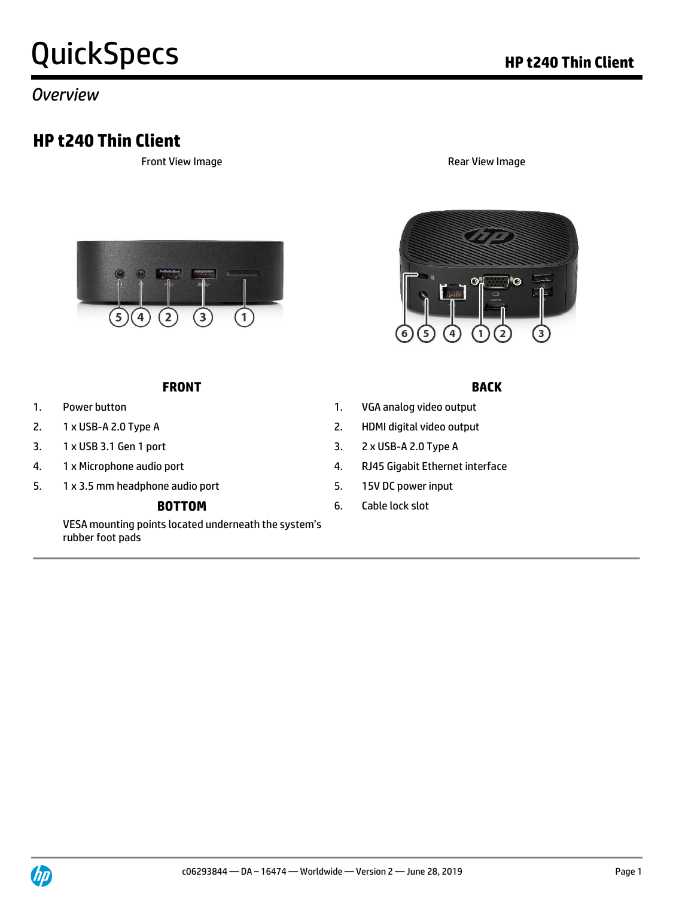# QuickSpecs

## Overview

## HP t240 Thin Client

Front View Image

Rear View Image

5 4 2 3 1

6 5 4 1 2 3

### FRONT

1. Power button
2. 1 x USB-A 2.0 Type A
3. 1 x USB 3.1 Gen 1 port
4. 1 x Microphone audio port
5. 1 x 3.5 mm headphone audio port

### BOTTOM

VESA mounting points located underneath the system's rubber foot pads

### BACK

1. VGA analog video output
2. HDMI digital video output
3. 2 x USB-A 2.0 Type A
4. RJ45 Gigabit Ethernet interface
5. 15V DC power input
6. Cable lock slot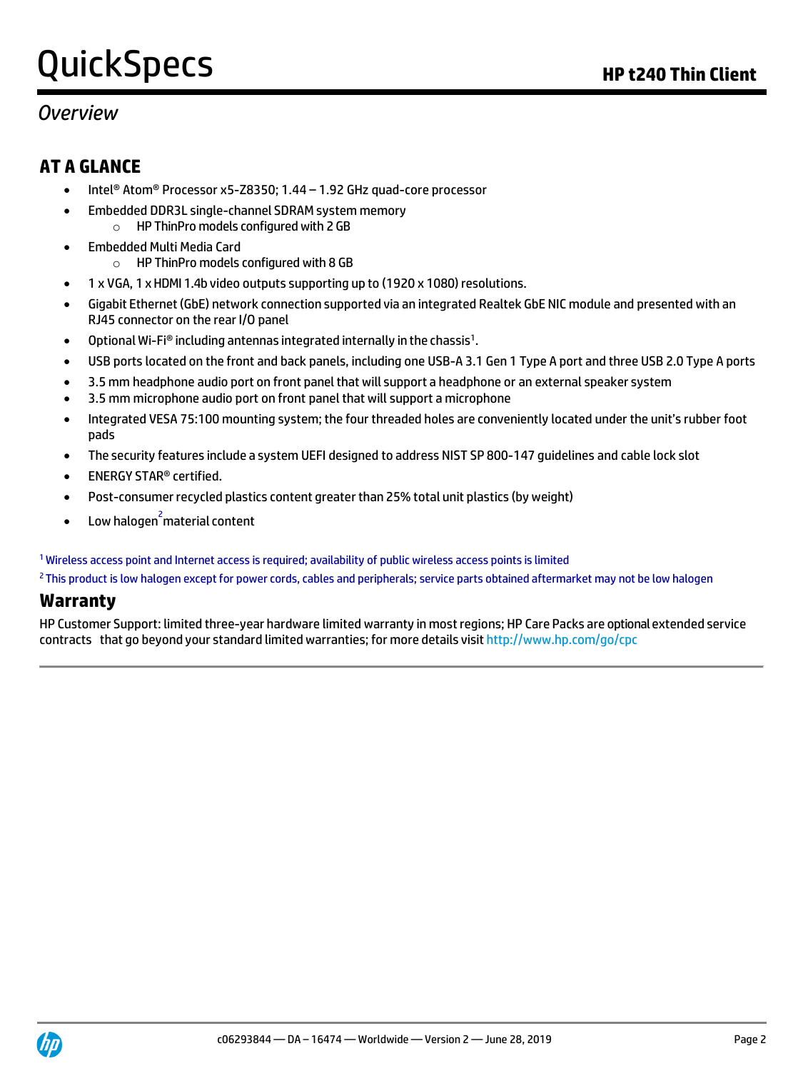## Overview

### AT A GLANCE

- Intel® Atom® Processor x5-Z8350; 1.44 – 1.92 GHz quad-core processor
- Embedded DDR3L single-channel SDRAM system memory
  - HP ThinPro models configured with 2 GB
- Embedded Multi Media Card
  - HP ThinPro models configured with 8 GB
- 1 x VGA, 1 x HDMI 1.4b video outputs supporting up to (1920 x 1080) resolutions.
- Gigabit Ethernet (GbE) network connection supported via an integrated Realtek GbE NIC module and presented with an RJ45 connector on the rear I/O panel
- Optional Wi-Fi® including antennas integrated internally in the chassis[1].
- USB ports located on the front and back panels, including one USB-A 3.1 Gen 1 Type A port and three USB 2.0 Type A ports
- 3.5 mm headphone audio port on front panel that will support a headphone or an external speaker system
- 3.5 mm microphone audio port on front panel that will support a microphone
- Integrated VESA 75:100 mounting system; the four threaded holes are conveniently located under the unit's rubber foot pads
- The security features include a system UEFI designed to address NIST SP 800-147 guidelines and cable lock slot
- ENERGY STAR® certified.
- Post-consumer recycled plastics content greater than 25% total unit plastics (by weight)
- Low halogen[2] material content

[1] Wireless access point and Internet access is required; availability of public wireless access points is limited

[2] This product is low halogen except for power cords, cables and peripherals; service parts obtained aftermarket may not be low halogen

### Warranty

HP Customer Support: limited three-year hardware limited warranty in most regions; HP Care Packs are optional extended service contracts that go beyond your standard limited warranties; for more details visit http://www.hp.com/go/cpc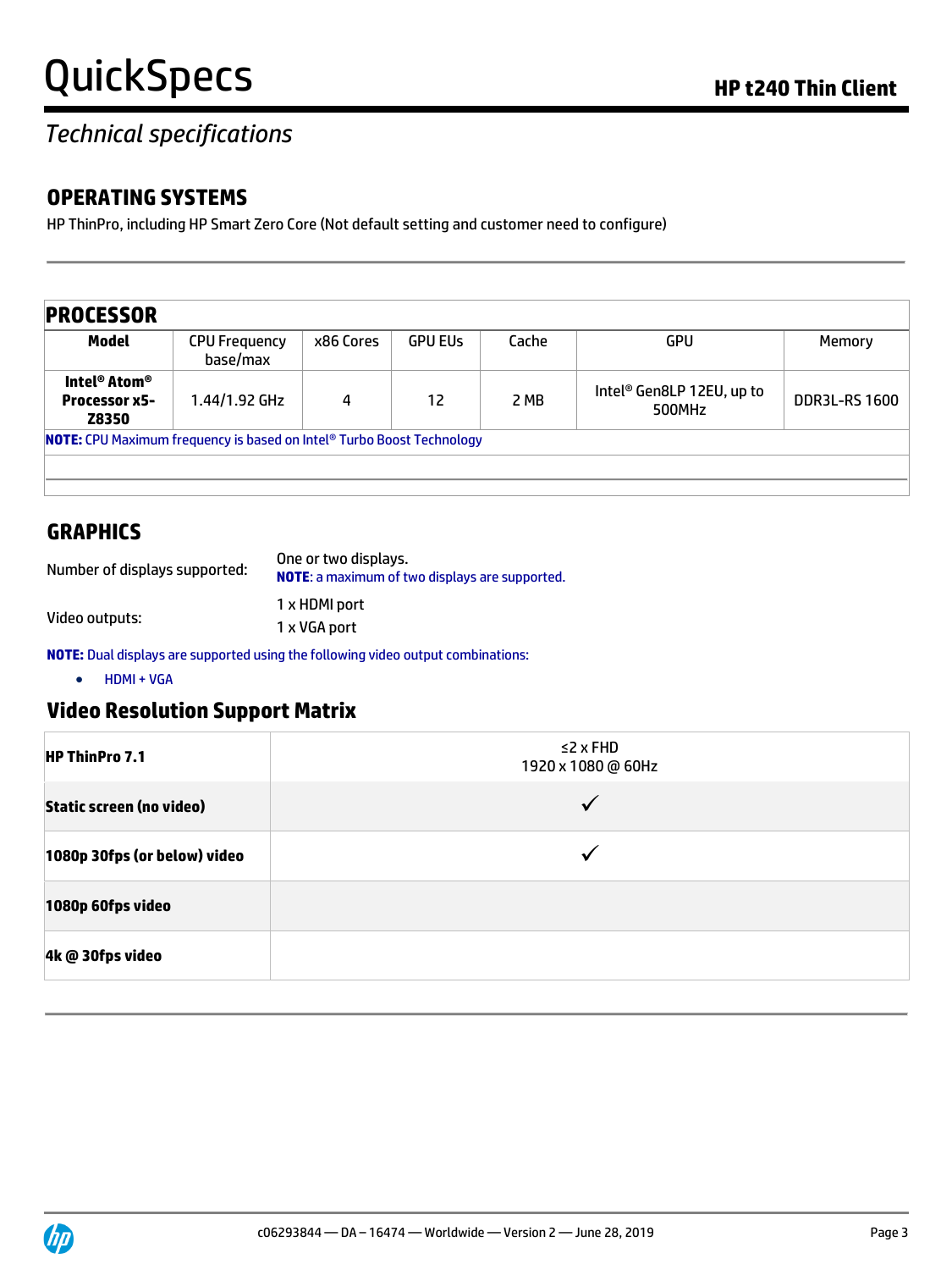# Technical specifications

## OPERATING SYSTEMS

HP ThinPro, including HP Smart Zero Core (Not default setting and customer need to configure)

## PROCESSOR

| Model | CPU Frequency base/max | x86 Cores | GPU EUs | Cache | GPU | Memory |
|---|---|---|---|---|---|---|
| **Intel® Atom® Processor x5-Z8350** | 1.44/1.92 GHz | 4 | 12 | 2 MB | Intel® Gen8LP 12EU, up to 500MHz | DDR3L-RS 1600 |

**NOTE:** CPU Maximum frequency is based on Intel® Turbo Boost Technology

## GRAPHICS

Number of displays supported: One or two displays.
**NOTE**: a maximum of two displays are supported.

Video outputs:
1 x HDMI port
1 x VGA port

**NOTE:** Dual displays are supported using the following video output combinations:

- HDMI + VGA

## Video Resolution Support Matrix

| **HP ThinPro 7.1** | ≤2 x FHD 1920 x 1080 @ 60Hz |
|---|---|
| **Static screen (no video)** | ✓ |
| **1080p 30fps (or below) video** | ✓ |
| **1080p 60fps video** | |
| **4k @ 30fps video** | |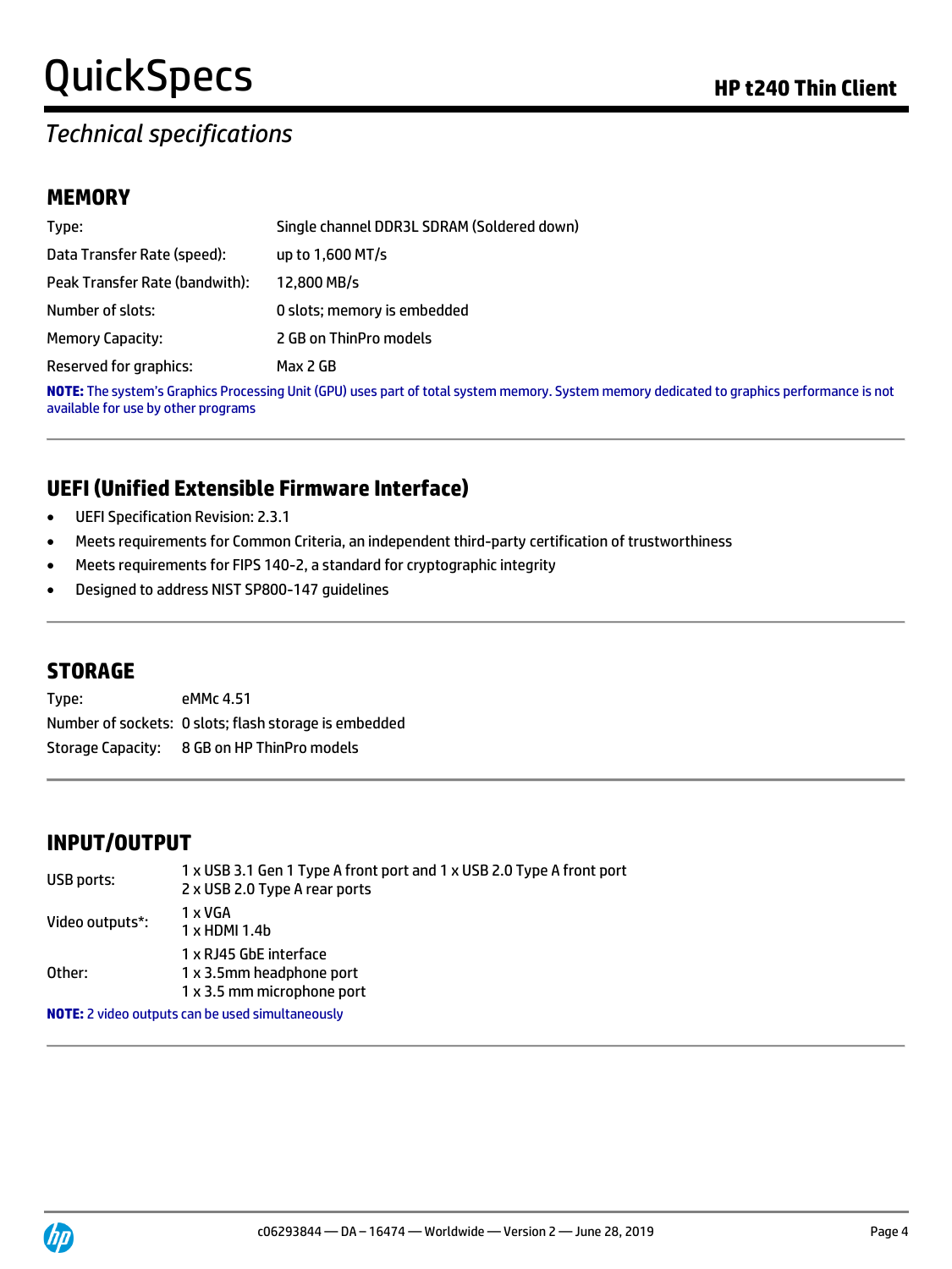## *Technical specifications*

### MEMORY

| | |
|---|---|
| Type: | Single channel DDR3L SDRAM (Soldered down) |
| Data Transfer Rate (speed): | up to 1,600 MT/s |
| Peak Transfer Rate (bandwith): | 12,800 MB/s |
| Number of slots: | 0 slots; memory is embedded |
| Memory Capacity: | 2 GB on ThinPro models |
| Reserved for graphics: | Max 2 GB |

**NOTE:** The system's Graphics Processing Unit (GPU) uses part of total system memory. System memory dedicated to graphics performance is not available for use by other programs

### UEFI (Unified Extensible Firmware Interface)

- UEFI Specification Revision: 2.3.1
- Meets requirements for Common Criteria, an independent third-party certification of trustworthiness
- Meets requirements for FIPS 140-2, a standard for cryptographic integrity
- Designed to address NIST SP800-147 guidelines

### STORAGE

| | |
|---|---|
| Type: | eMMc 4.51 |
| Number of sockets: | 0 slots; flash storage is embedded |
| Storage Capacity: | 8 GB on HP ThinPro models |

### INPUT/OUTPUT

| | |
|---|---|
| USB ports: | 1 x USB 3.1 Gen 1 Type A front port and 1 x USB 2.0 Type A front port<br>2 x USB 2.0 Type A rear ports |
| Video outputs*: | 1 x VGA<br>1 x HDMI 1.4b |
| Other: | 1 x RJ45 GbE interface<br>1 x 3.5mm headphone port<br>1 x 3.5 mm microphone port |

**NOTE:** 2 video outputs can be used simultaneously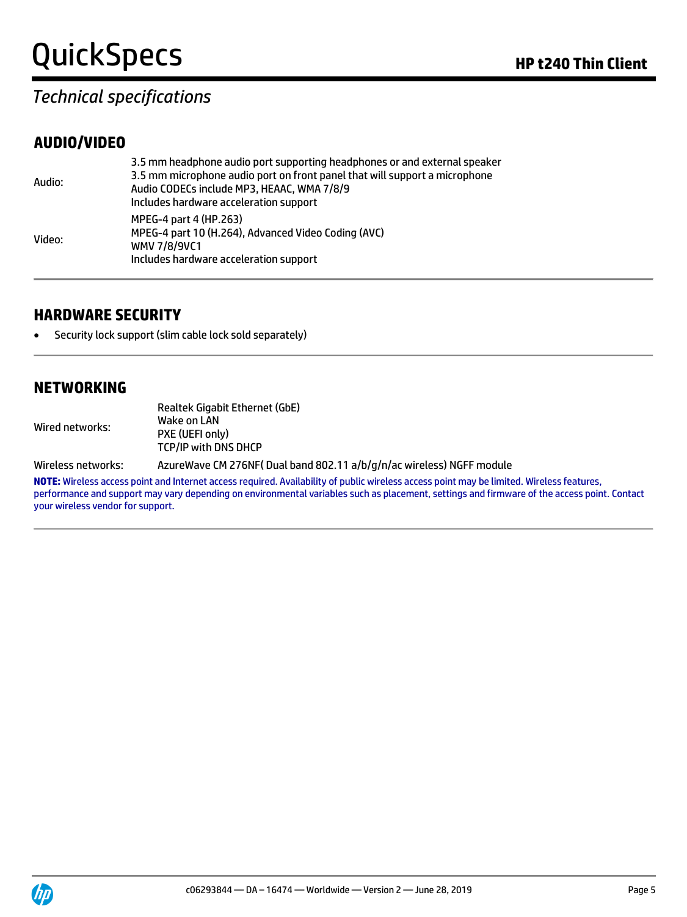## Technical specifications

### AUDIO/VIDEO

| | |
|---|---|
| Audio: | 3.5 mm headphone audio port supporting headphones or and external speaker<br>3.5 mm microphone audio port on front panel that will support a microphone<br>Audio CODECs include MP3, HEAAC, WMA 7/8/9<br>Includes hardware acceleration support |
| Video: | MPEG-4 part 4 (HP.263)<br>MPEG-4 part 10 (H.264), Advanced Video Coding (AVC)<br>WMV 7/8/9VC1<br>Includes hardware acceleration support |

### HARDWARE SECURITY

- Security lock support (slim cable lock sold separately)

### NETWORKING

| | |
|---|---|
| Wired networks: | Realtek Gigabit Ethernet (GbE)<br>Wake on LAN<br>PXE (UEFI only)<br>TCP/IP with DNS DHCP |
| Wireless networks: | AzureWave CM 276NF( Dual band 802.11 a/b/g/n/ac wireless) NGFF module |

**NOTE:** Wireless access point and Internet access required. Availability of public wireless access point may be limited. Wireless features, performance and support may vary depending on environmental variables such as placement, settings and firmware of the access point. Contact your wireless vendor for support.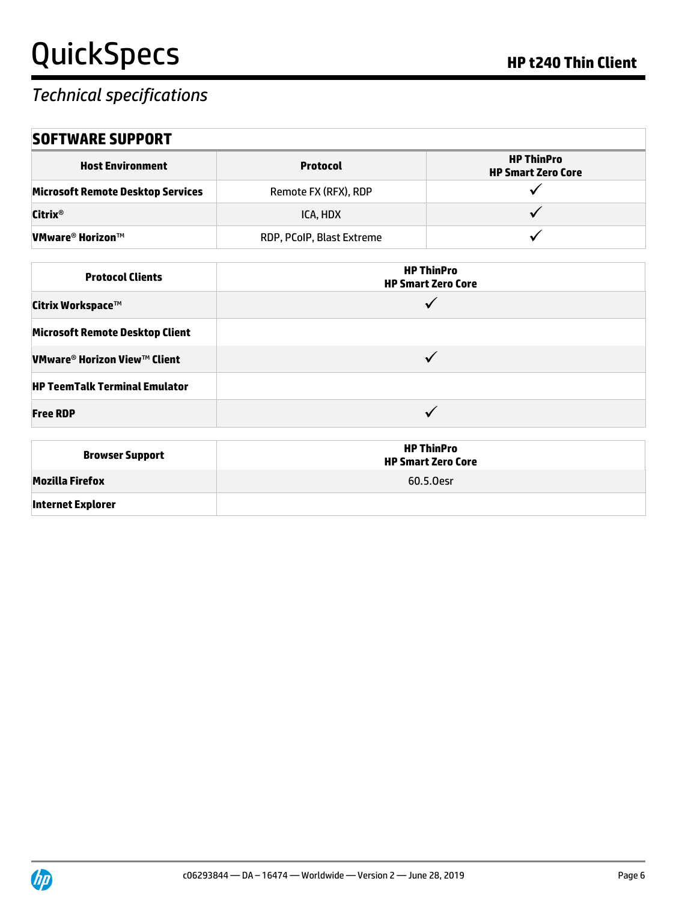*Technical specifications*

## SOFTWARE SUPPORT

| Host Environment | Protocol | HP ThinPro<br>HP Smart Zero Core |
|---|---|---|
| **Microsoft Remote Desktop Services** | Remote FX (RFX), RDP | ✓ |
| **Citrix®** | ICA, HDX | ✓ |
| **VMware® Horizon™** | RDP, PCoIP, Blast Extreme | ✓ |

| Protocol Clients | HP ThinPro<br>HP Smart Zero Core |
|---|---|
| **Citrix Workspace™** | ✓ |
| **Microsoft Remote Desktop Client** | |
| **VMware® Horizon View™ Client** | ✓ |
| **HP TeemTalk Terminal Emulator** | |
| **Free RDP** | ✓ |

| Browser Support | HP ThinPro<br>HP Smart Zero Core |
|---|---|
| **Mozilla Firefox** | 60.5.0esr |
| **Internet Explorer** | |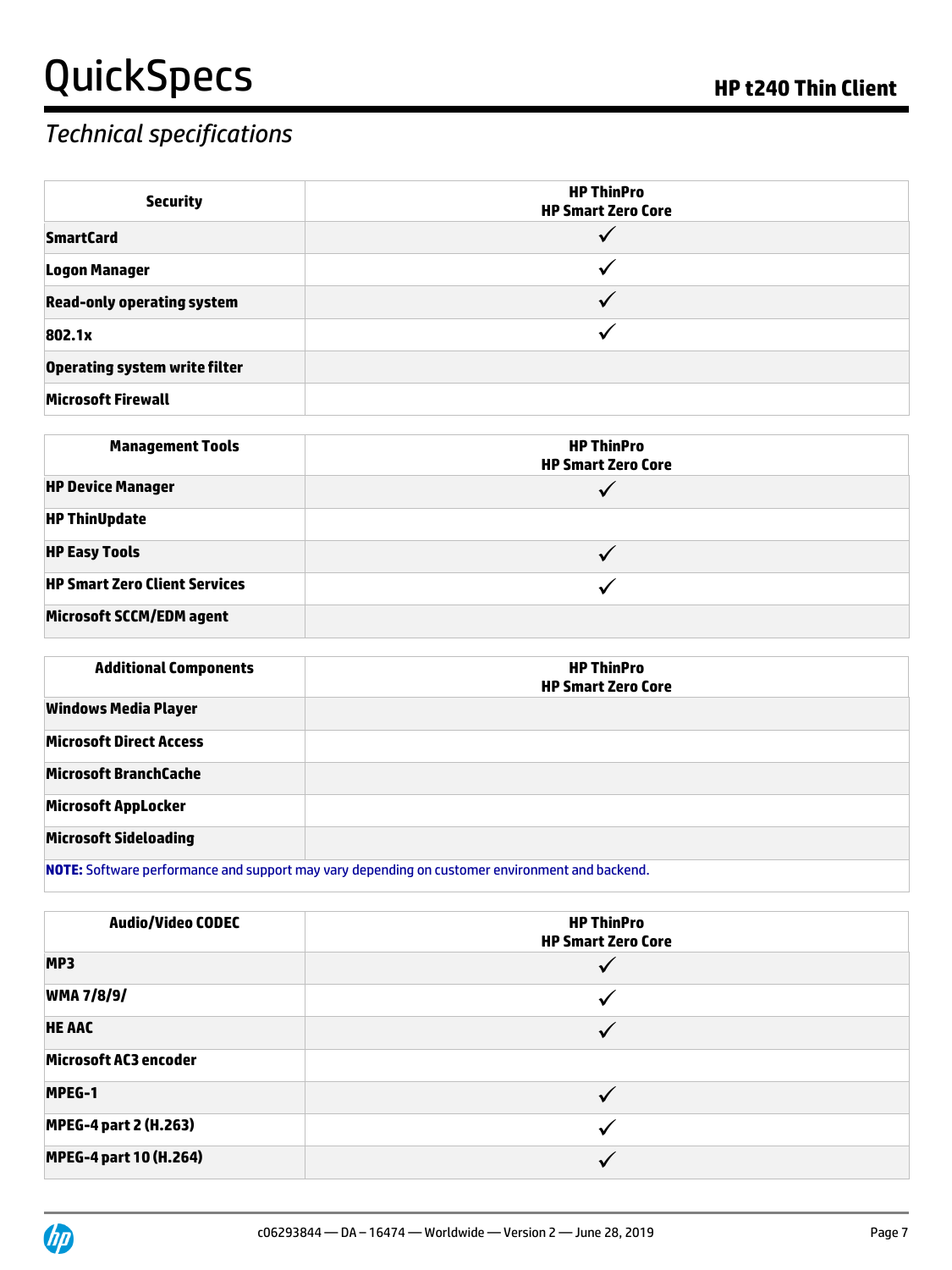## Technical specifications

| Security | HP ThinPro<br>HP Smart Zero Core |
|---|---|
| **SmartCard** | ✓ |
| **Logon Manager** | ✓ |
| **Read-only operating system** | ✓ |
| **802.1x** | ✓ |
| **Operating system write filter** | |
| **Microsoft Firewall** | |

| Management Tools | HP ThinPro<br>HP Smart Zero Core |
|---|---|
| **HP Device Manager** | ✓ |
| **HP ThinUpdate** | |
| **HP Easy Tools** | ✓ |
| **HP Smart Zero Client Services** | ✓ |
| **Microsoft SCCM/EDM agent** | |

| Additional Components | HP ThinPro<br>HP Smart Zero Core |
|---|---|
| **Windows Media Player** | |
| **Microsoft Direct Access** | |
| **Microsoft BranchCache** | |
| **Microsoft AppLocker** | |
| **Microsoft Sideloading** | |

**NOTE:** Software performance and support may vary depending on customer environment and backend.

| Audio/Video CODEC | HP ThinPro<br>HP Smart Zero Core |
|---|---|
| **MP3** | ✓ |
| **WMA 7/8/9/** | ✓ |
| **HE AAC** | ✓ |
| **Microsoft AC3 encoder** | |
| **MPEG-1** | ✓ |
| **MPEG-4 part 2 (H.263)** | ✓ |
| **MPEG-4 part 10 (H.264)** | ✓ |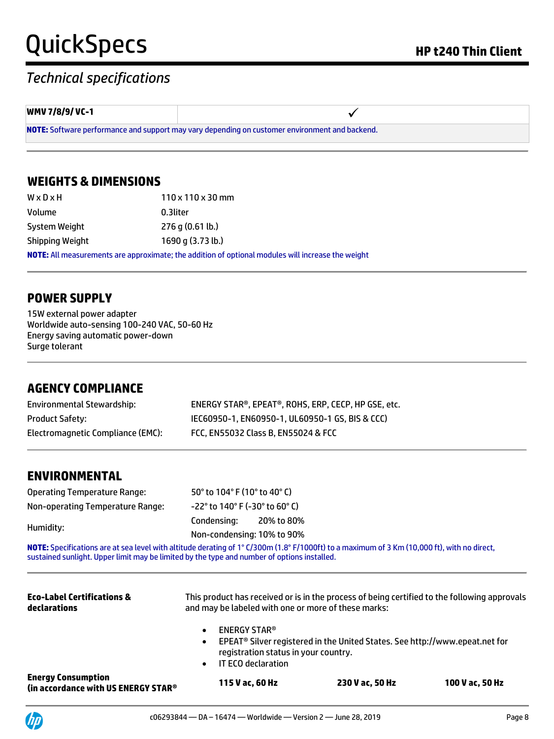## Technical specifications

| | |
|---|---|
| **WMV 7/8/9/ VC-1** | ✓ |

**NOTE:** Software performance and support may vary depending on customer environment and backend.

## WEIGHTS & DIMENSIONS

| | |
|---|---|
| W x D x H | 110 x 110 x 30 mm |
| Volume | 0.3liter |
| System Weight | 276 g (0.61 lb.) |
| Shipping Weight | 1690 g (3.73 lb.) |

**NOTE:** All measurements are approximate; the addition of optional modules will increase the weight

## POWER SUPPLY

15W external power adapter
Worldwide auto-sensing 100-240 VAC, 50-60 Hz
Energy saving automatic power-down
Surge tolerant

## AGENCY COMPLIANCE

| | |
|---|---|
| Environmental Stewardship: | ENERGY STAR®, EPEAT®, ROHS, ERP, CECP, HP GSE, etc. |
| Product Safety: | IEC60950-1, EN60950-1, UL60950-1 GS, BIS & CCC) |
| Electromagnetic Compliance (EMC): | FCC, EN55032 Class B, EN55024 & FCC |

## ENVIRONMENTAL

| | |
|---|---|
| Operating Temperature Range: | 50° to 104° F (10° to 40° C) |
| Non-operating Temperature Range: | -22° to 140° F (-30° to 60° C) |
| Humidity: | Condensing: 20% to 80%<br>Non-condensing: 10% to 90% |

**NOTE:** Specifications are at sea level with altitude derating of 1° C/300m (1.8° F/1000ft) to a maximum of 3 Km (10,000 ft), with no direct, sustained sunlight. Upper limit may be limited by the type and number of options installed.

**Eco-Label Certifications & declarations**

This product has received or is in the process of being certified to the following approvals and may be labeled with one or more of these marks:

- ENERGY STAR®
- EPEAT® Silver registered in the United States. See http://www.epeat.net for registration status in your country.
- IT ECO declaration

| **Energy Consumption (in accordance with US ENERGY STAR®** | **115 V ac, 60 Hz** | **230 V ac, 50 Hz** | **100 V ac, 50 Hz** |
|---|---|---|---|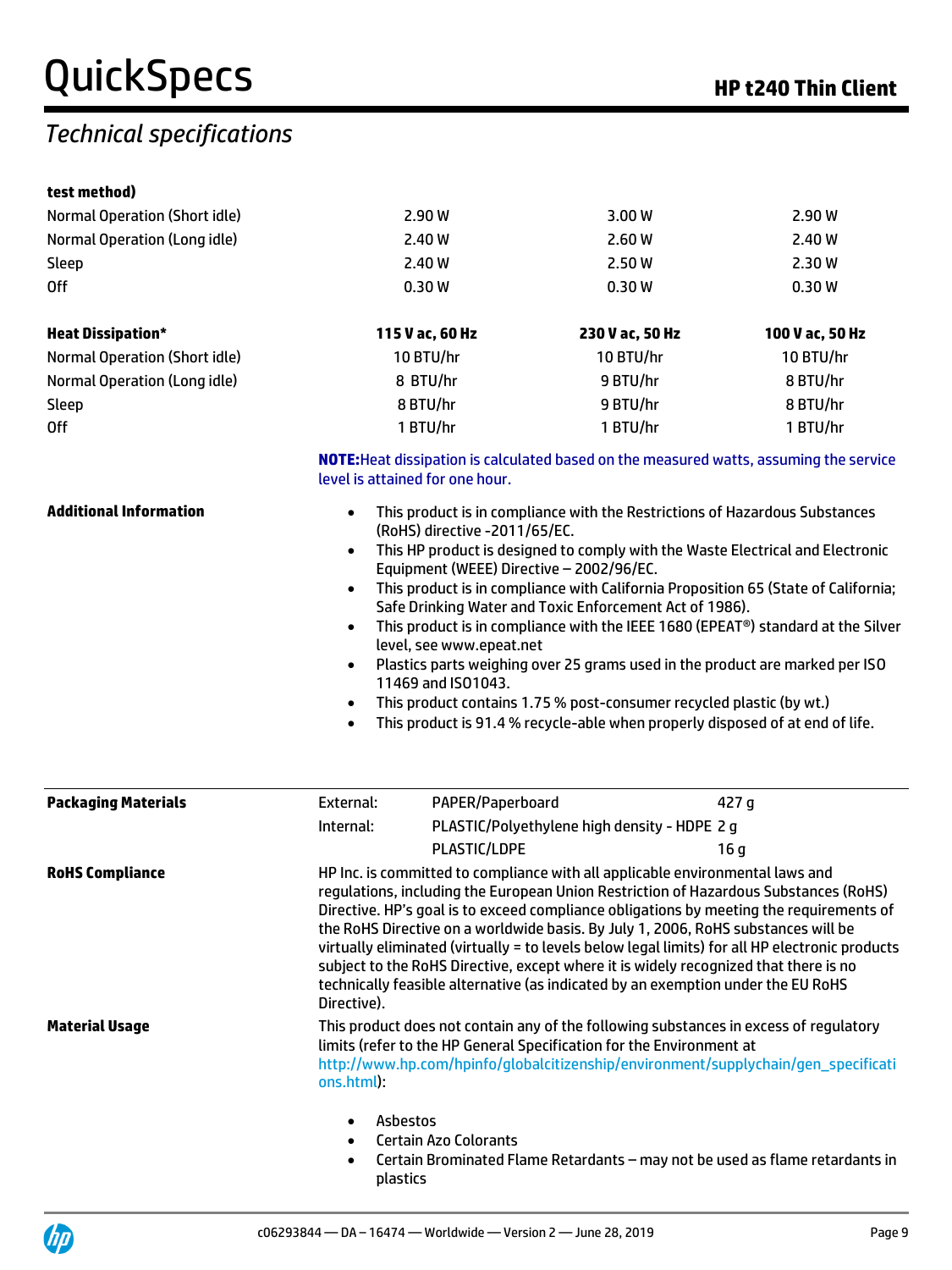## Technical specifications

| test method) | | | |
|---|---|---|---|
| Normal Operation (Short idle) | 2.90 W | 3.00 W | 2.90 W |
| Normal Operation (Long idle) | 2.40 W | 2.60 W | 2.40 W |
| Sleep | 2.40 W | 2.50 W | 2.30 W |
| Off | 0.30 W | 0.30 W | 0.30 W |

| **Heat Dissipation*** | **115 V ac, 60 Hz** | **230 V ac, 50 Hz** | **100 V ac, 50 Hz** |
|---|---|---|---|
| Normal Operation (Short idle) | 10 BTU/hr | 10 BTU/hr | 10 BTU/hr |
| Normal Operation (Long idle) | 8 BTU/hr | 9 BTU/hr | 8 BTU/hr |
| Sleep | 8 BTU/hr | 9 BTU/hr | 8 BTU/hr |
| Off | 1 BTU/hr | 1 BTU/hr | 1 BTU/hr |

**NOTE:** Heat dissipation is calculated based on the measured watts, assuming the service level is attained for one hour.

**Additional Information**

- This product is in compliance with the Restrictions of Hazardous Substances (RoHS) directive -2011/65/EC.
- This HP product is designed to comply with the Waste Electrical and Electronic Equipment (WEEE) Directive – 2002/96/EC.
- This product is in compliance with California Proposition 65 (State of California; Safe Drinking Water and Toxic Enforcement Act of 1986).
- This product is in compliance with the IEEE 1680 (EPEAT®) standard at the Silver level, see www.epeat.net
- Plastics parts weighing over 25 grams used in the product are marked per ISO 11469 and ISO1043.
- This product contains 1.75 % post-consumer recycled plastic (by wt.)
- This product is 91.4 % recycle-able when properly disposed of at end of life.

| **Packaging Materials** | External: | PAPER/Paperboard | 427 g |
|---|---|---|---|
| | Internal: | PLASTIC/Polyethylene high density - HDPE | 2 g |
| | | PLASTIC/LDPE | 16 g |

**RoHS Compliance**

HP Inc. is committed to compliance with all applicable environmental laws and regulations, including the European Union Restriction of Hazardous Substances (RoHS) Directive. HP's goal is to exceed compliance obligations by meeting the requirements of the RoHS Directive on a worldwide basis. By July 1, 2006, RoHS substances will be virtually eliminated (virtually = to levels below legal limits) for all HP electronic products subject to the RoHS Directive, except where it is widely recognized that there is no technically feasible alternative (as indicated by an exemption under the EU RoHS Directive).

**Material Usage**

This product does not contain any of the following substances in excess of regulatory limits (refer to the HP General Specification for the Environment at http://www.hp.com/hpinfo/globalcitizenship/environment/supplychain/gen_specifications.html):

- Asbestos
- Certain Azo Colorants
- Certain Brominated Flame Retardants – may not be used as flame retardants in plastics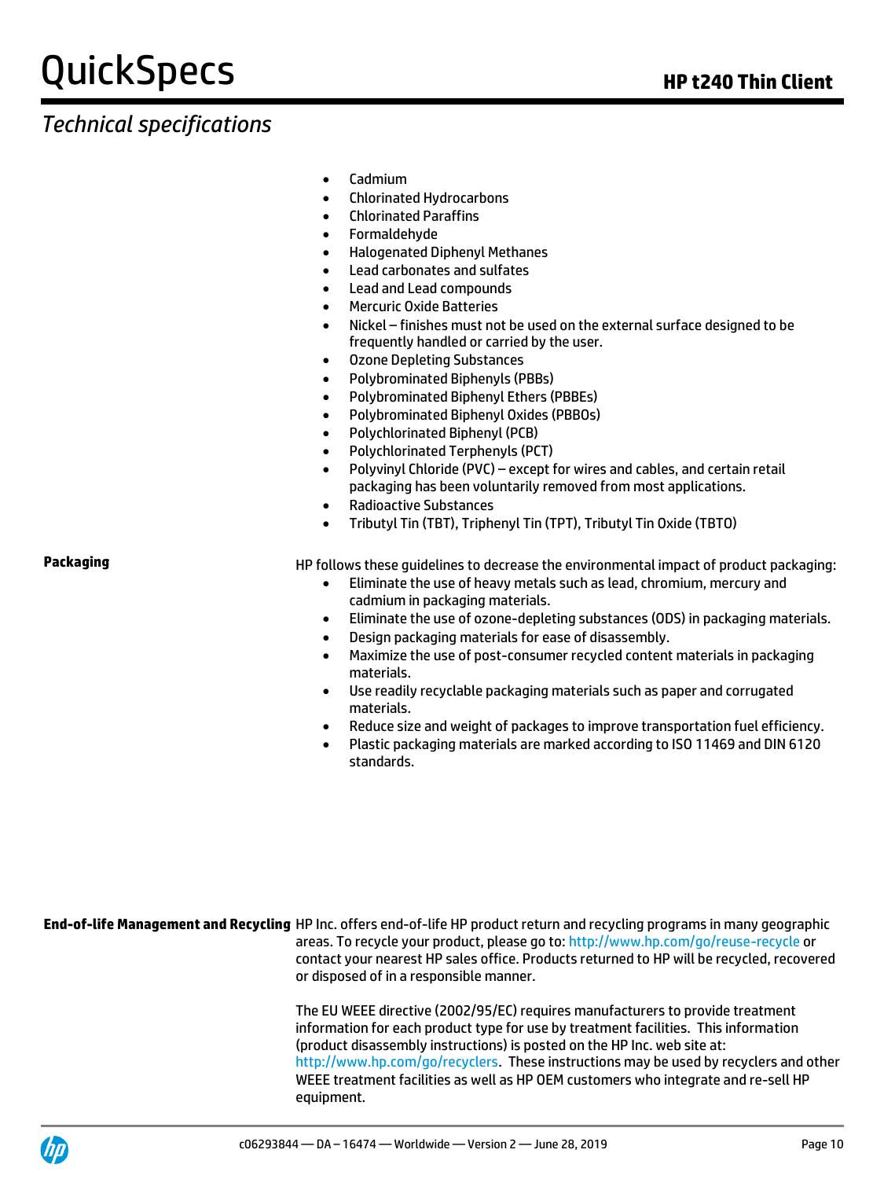## Technical specifications

- Cadmium
- Chlorinated Hydrocarbons
- Chlorinated Paraffins
- Formaldehyde
- Halogenated Diphenyl Methanes
- Lead carbonates and sulfates
- Lead and Lead compounds
- Mercuric Oxide Batteries
- Nickel – finishes must not be used on the external surface designed to be frequently handled or carried by the user.
- Ozone Depleting Substances
- Polybrominated Biphenyls (PBBs)
- Polybrominated Biphenyl Ethers (PBBEs)
- Polybrominated Biphenyl Oxides (PBBOs)
- Polychlorinated Biphenyl (PCB)
- Polychlorinated Terphenyls (PCT)
- Polyvinyl Chloride (PVC) – except for wires and cables, and certain retail packaging has been voluntarily removed from most applications.
- Radioactive Substances
- Tributyl Tin (TBT), Triphenyl Tin (TPT), Tributyl Tin Oxide (TBTO)

**Packaging**

HP follows these guidelines to decrease the environmental impact of product packaging:

- Eliminate the use of heavy metals such as lead, chromium, mercury and cadmium in packaging materials.
- Eliminate the use of ozone-depleting substances (ODS) in packaging materials.
- Design packaging materials for ease of disassembly.
- Maximize the use of post-consumer recycled content materials in packaging materials.
- Use readily recyclable packaging materials such as paper and corrugated materials.
- Reduce size and weight of packages to improve transportation fuel efficiency.
- Plastic packaging materials are marked according to ISO 11469 and DIN 6120 standards.

**End-of-life Management and Recycling**

HP Inc. offers end-of-life HP product return and recycling programs in many geographic areas. To recycle your product, please go to: http://www.hp.com/go/reuse-recycle or contact your nearest HP sales office. Products returned to HP will be recycled, recovered or disposed of in a responsible manner.

The EU WEEE directive (2002/95/EC) requires manufacturers to provide treatment information for each product type for use by treatment facilities. This information (product disassembly instructions) is posted on the HP Inc. web site at: http://www.hp.com/go/recyclers. These instructions may be used by recyclers and other WEEE treatment facilities as well as HP OEM customers who integrate and re-sell HP equipment.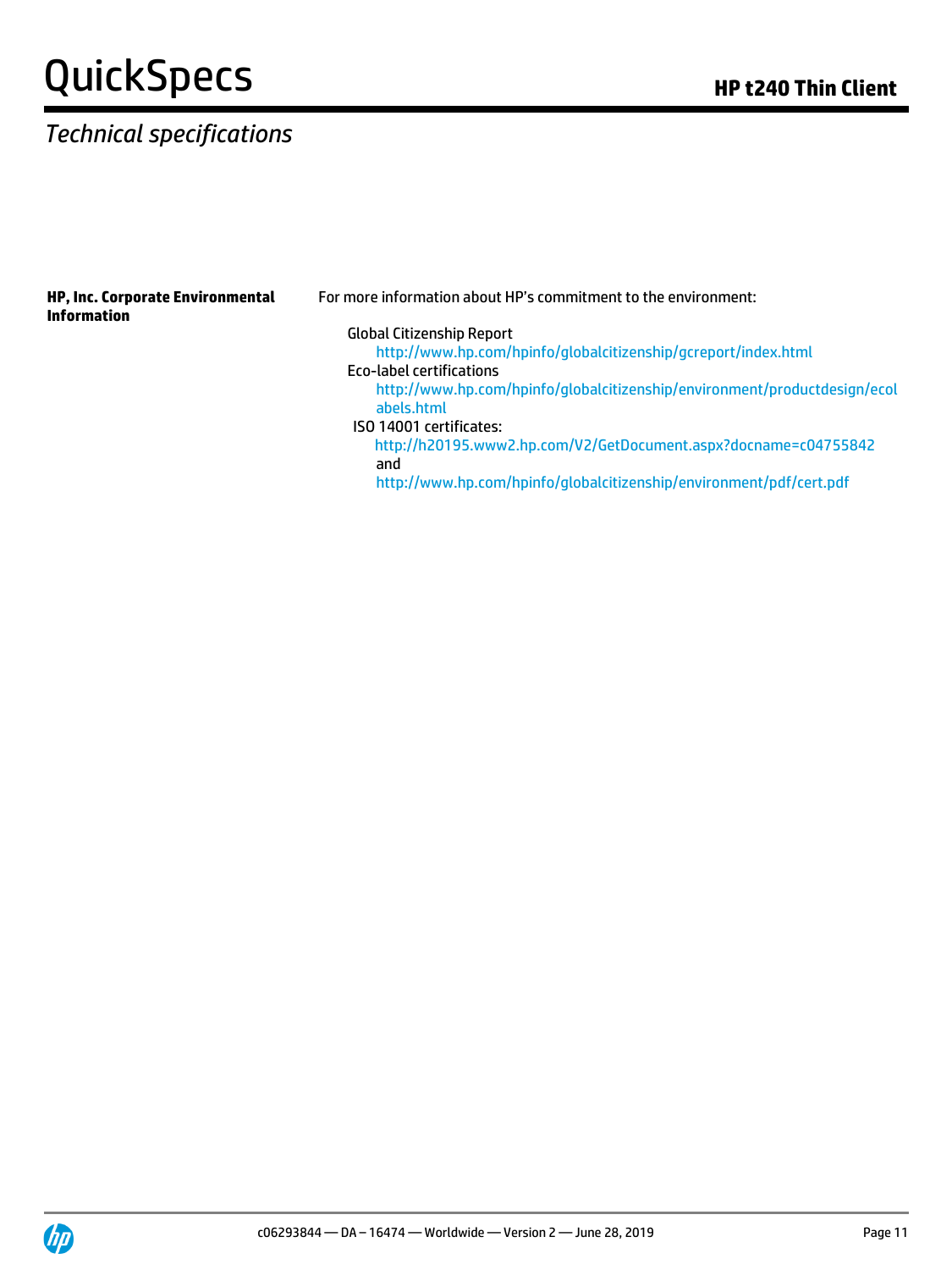## Technical specifications

| | |
|---|---|
| **HP, Inc. Corporate Environmental Information** | For more information about HP's commitment to the environment: |

Global Citizenship Report
http://www.hp.com/hpinfo/globalcitizenship/gcreport/index.html

Eco-label certifications
http://www.hp.com/hpinfo/globalcitizenship/environment/productdesign/ecolabels.html

ISO 14001 certificates:
http://h20195.www2.hp.com/V2/GetDocument.aspx?docname=c04755842
and
http://www.hp.com/hpinfo/globalcitizenship/environment/pdf/cert.pdf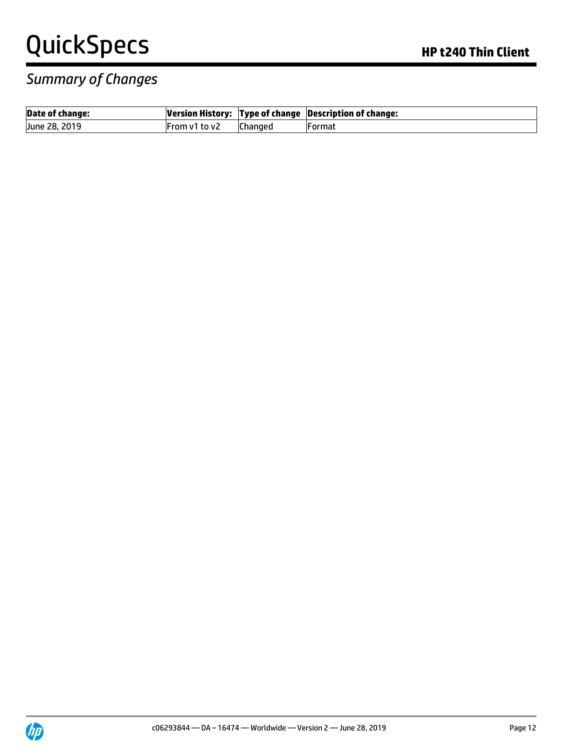## *Summary of Changes*

| Date of change: | Version History: | Type of change | Description of change: |
| --- | --- | --- | --- |
| June 28, 2019 | From v1 to v2 | Changed | Format |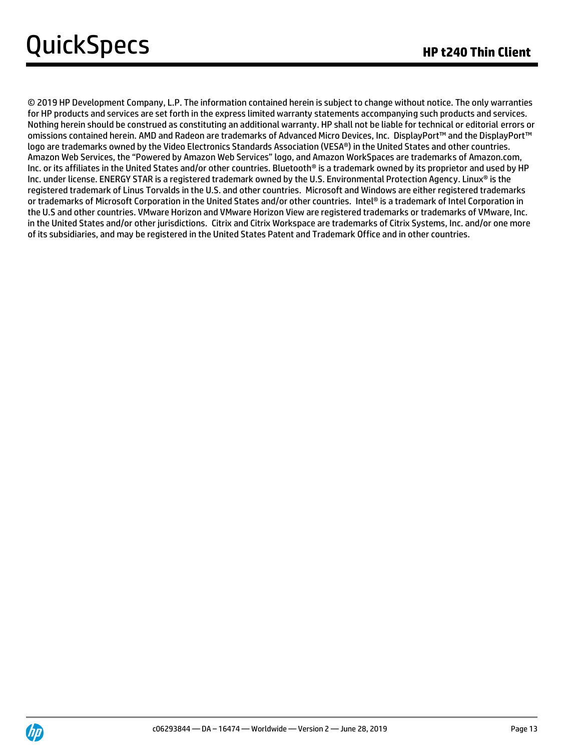© 2019 HP Development Company, L.P. The information contained herein is subject to change without notice. The only warranties for HP products and services are set forth in the express limited warranty statements accompanying such products and services. Nothing herein should be construed as constituting an additional warranty. HP shall not be liable for technical or editorial errors or omissions contained herein. AMD and Radeon are trademarks of Advanced Micro Devices, Inc. DisplayPort™ and the DisplayPort™ logo are trademarks owned by the Video Electronics Standards Association (VESA®) in the United States and other countries. Amazon Web Services, the "Powered by Amazon Web Services" logo, and Amazon WorkSpaces are trademarks of Amazon.com, Inc. or its affiliates in the United States and/or other countries. Bluetooth® is a trademark owned by its proprietor and used by HP Inc. under license. ENERGY STAR is a registered trademark owned by the U.S. Environmental Protection Agency. Linux® is the registered trademark of Linus Torvalds in the U.S. and other countries. Microsoft and Windows are either registered trademarks or trademarks of Microsoft Corporation in the United States and/or other countries. Intel® is a trademark of Intel Corporation in the U.S and other countries. VMware Horizon and VMware Horizon View are registered trademarks or trademarks of VMware, Inc. in the United States and/or other jurisdictions. Citrix and Citrix Workspace are trademarks of Citrix Systems, Inc. and/or one more of its subsidiaries, and may be registered in the United States Patent and Trademark Office and in other countries.